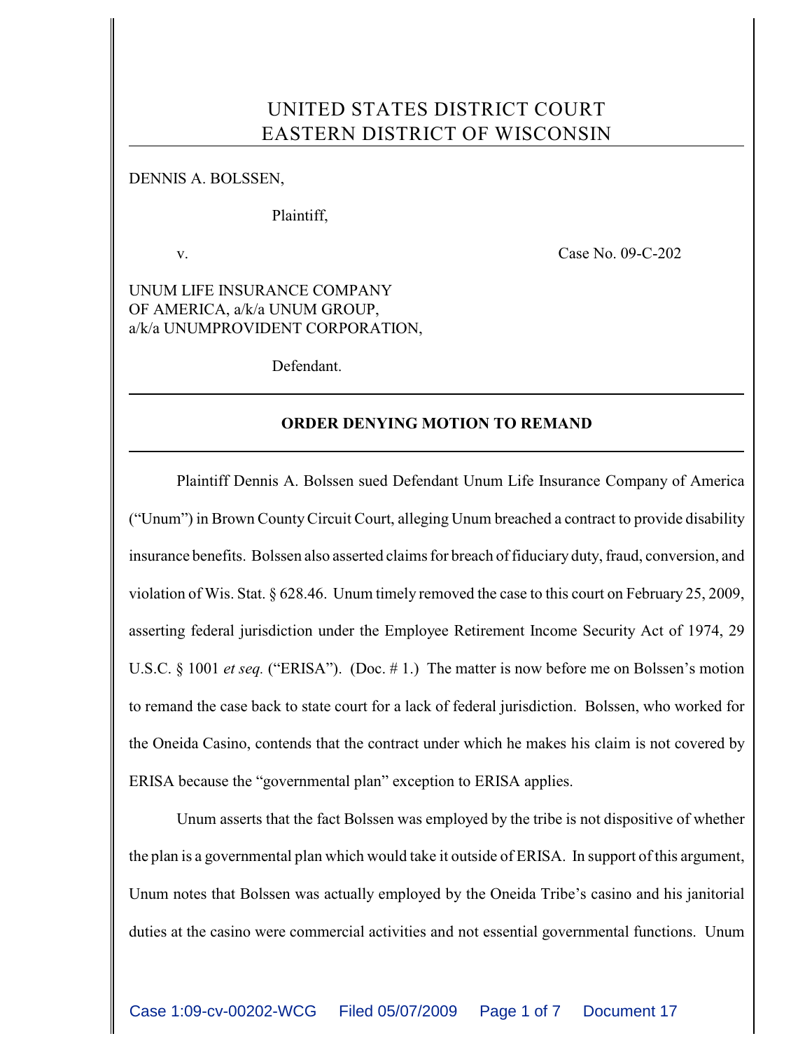# UNITED STATES DISTRICT COURT
# EASTERN DISTRICT OF WISCONSIN

DENNIS A. BOLSSEN,

Plaintiff,

v. Case No. 09-C-202

UNUM LIFE INSURANCE COMPANY OF AMERICA, a/k/a UNUM GROUP, a/k/a UNUMPROVIDENT CORPORATION,

Defendant.

---

**ORDER DENYING MOTION TO REMAND**

---

Plaintiff Dennis A. Bolssen sued Defendant Unum Life Insurance Company of America ("Unum") in Brown County Circuit Court, alleging Unum breached a contract to provide disability insurance benefits. Bolssen also asserted claims for breach of fiduciary duty, fraud, conversion, and violation of Wis. Stat. § 628.46. Unum timely removed the case to this court on February 25, 2009, asserting federal jurisdiction under the Employee Retirement Income Security Act of 1974, 29 U.S.C. § 1001 *et seq.* ("ERISA"). (Doc. # 1.) The matter is now before me on Bolssen's motion to remand the case back to state court for a lack of federal jurisdiction. Bolssen, who worked for the Oneida Casino, contends that the contract under which he makes his claim is not covered by ERISA because the "governmental plan" exception to ERISA applies.

Unum asserts that the fact Bolssen was employed by the tribe is not dispositive of whether the plan is a governmental plan which would take it outside of ERISA. In support of this argument, Unum notes that Bolssen was actually employed by the Oneida Tribe's casino and his janitorial duties at the casino were commercial activities and not essential governmental functions. Unum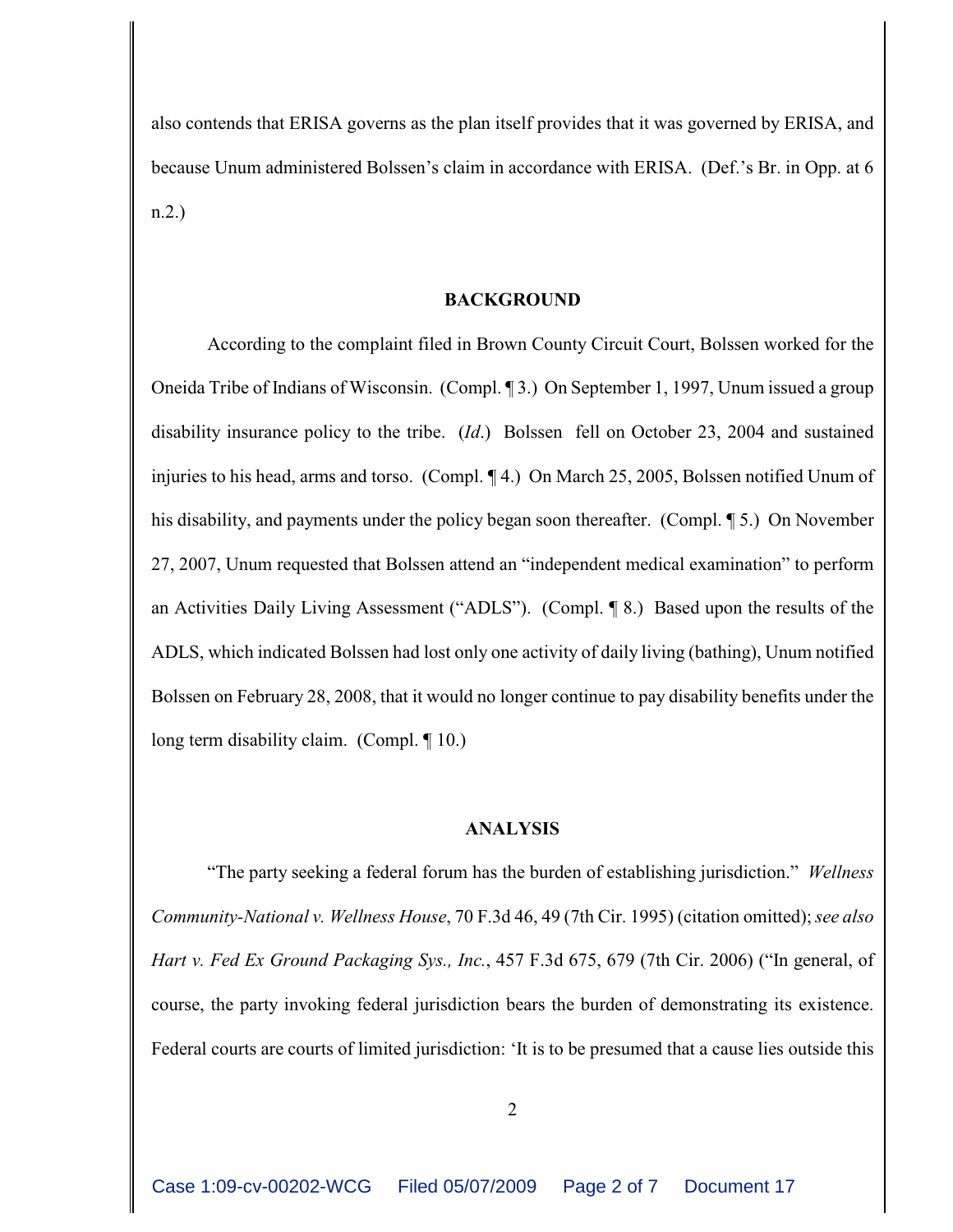also contends that ERISA governs as the plan itself provides that it was governed by ERISA, and because Unum administered Bolssen's claim in accordance with ERISA. (Def.'s Br. in Opp. at 6 n.2.)

## BACKGROUND

According to the complaint filed in Brown County Circuit Court, Bolssen worked for the Oneida Tribe of Indians of Wisconsin. (Compl. ¶ 3.) On September 1, 1997, Unum issued a group disability insurance policy to the tribe. (*Id*.) Bolssen fell on October 23, 2004 and sustained injuries to his head, arms and torso. (Compl. ¶ 4.) On March 25, 2005, Bolssen notified Unum of his disability, and payments under the policy began soon thereafter. (Compl. ¶ 5.) On November 27, 2007, Unum requested that Bolssen attend an "independent medical examination" to perform an Activities Daily Living Assessment ("ADLS"). (Compl. ¶ 8.) Based upon the results of the ADLS, which indicated Bolssen had lost only one activity of daily living (bathing), Unum notified Bolssen on February 28, 2008, that it would no longer continue to pay disability benefits under the long term disability claim. (Compl. ¶ 10.)

## ANALYSIS

"The party seeking a federal forum has the burden of establishing jurisdiction." *Wellness Community-National v. Wellness House*, 70 F.3d 46, 49 (7th Cir. 1995) (citation omitted); *see also Hart v. Fed Ex Ground Packaging Sys., Inc.*, 457 F.3d 675, 679 (7th Cir. 2006) ("In general, of course, the party invoking federal jurisdiction bears the burden of demonstrating its existence. Federal courts are courts of limited jurisdiction: 'It is to be presumed that a cause lies outside this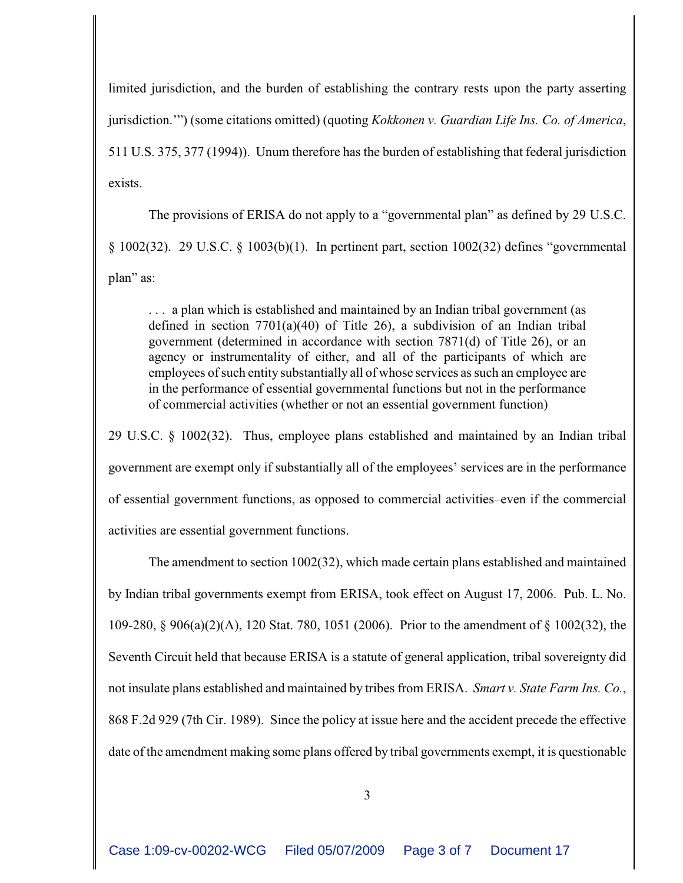limited jurisdiction, and the burden of establishing the contrary rests upon the party asserting jurisdiction.'") (some citations omitted) (quoting *Kokkonen v. Guardian Life Ins. Co. of America*, 511 U.S. 375, 377 (1994)). Unum therefore has the burden of establishing that federal jurisdiction exists.

The provisions of ERISA do not apply to a "governmental plan" as defined by 29 U.S.C. § 1002(32). 29 U.S.C. § 1003(b)(1). In pertinent part, section 1002(32) defines "governmental plan" as:

> . . . a plan which is established and maintained by an Indian tribal government (as defined in section 7701(a)(40) of Title 26), a subdivision of an Indian tribal government (determined in accordance with section 7871(d) of Title 26), or an agency or instrumentality of either, and all of the participants of which are employees of such entity substantially all of whose services as such an employee are in the performance of essential governmental functions but not in the performance of commercial activities (whether or not an essential government function)

29 U.S.C. § 1002(32). Thus, employee plans established and maintained by an Indian tribal government are exempt only if substantially all of the employees' services are in the performance of essential government functions, as opposed to commercial activities–even if the commercial activities are essential government functions.

The amendment to section 1002(32), which made certain plans established and maintained by Indian tribal governments exempt from ERISA, took effect on August 17, 2006. Pub. L. No. 109-280, § 906(a)(2)(A), 120 Stat. 780, 1051 (2006). Prior to the amendment of § 1002(32), the Seventh Circuit held that because ERISA is a statute of general application, tribal sovereignty did not insulate plans established and maintained by tribes from ERISA. *Smart v. State Farm Ins. Co.*, 868 F.2d 929 (7th Cir. 1989). Since the policy at issue here and the accident precede the effective date of the amendment making some plans offered by tribal governments exempt, it is questionable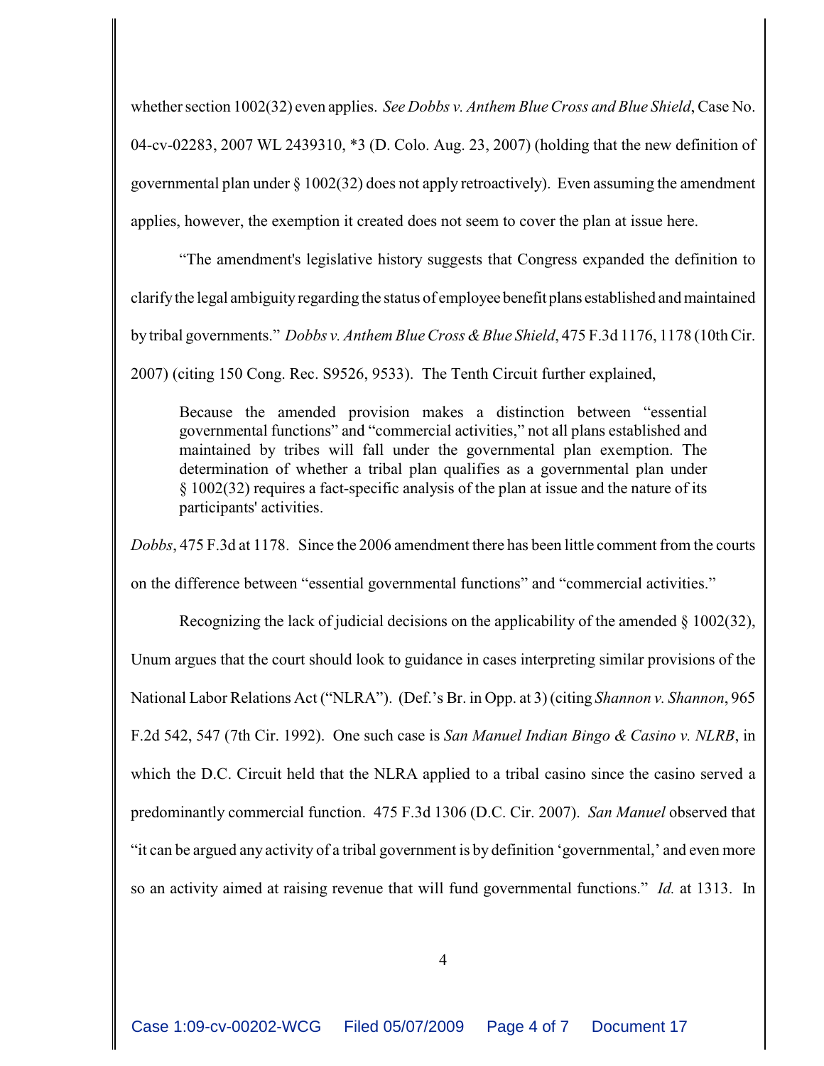whether section 1002(32) even applies. *See Dobbs v. Anthem Blue Cross and Blue Shield*, Case No. 04-cv-02283, 2007 WL 2439310, *3 (D. Colo. Aug. 23, 2007) (holding that the new definition of governmental plan under § 1002(32) does not apply retroactively). Even assuming the amendment applies, however, the exemption it created does not seem to cover the plan at issue here.

"The amendment's legislative history suggests that Congress expanded the definition to clarify the legal ambiguity regarding the status of employee benefit plans established and maintained by tribal governments." *Dobbs v. Anthem Blue Cross & Blue Shield*, 475 F.3d 1176, 1178 (10th Cir. 2007) (citing 150 Cong. Rec. S9526, 9533). The Tenth Circuit further explained,

> Because the amended provision makes a distinction between "essential governmental functions" and "commercial activities," not all plans established and maintained by tribes will fall under the governmental plan exemption. The determination of whether a tribal plan qualifies as a governmental plan under § 1002(32) requires a fact-specific analysis of the plan at issue and the nature of its participants' activities.

*Dobbs*, 475 F.3d at 1178. Since the 2006 amendment there has been little comment from the courts on the difference between "essential governmental functions" and "commercial activities."

Recognizing the lack of judicial decisions on the applicability of the amended § 1002(32), Unum argues that the court should look to guidance in cases interpreting similar provisions of the National Labor Relations Act ("NLRA"). (Def.'s Br. in Opp. at 3) (citing *Shannon v. Shannon*, 965 F.2d 542, 547 (7th Cir. 1992). One such case is *San Manuel Indian Bingo & Casino v. NLRB*, in which the D.C. Circuit held that the NLRA applied to a tribal casino since the casino served a predominantly commercial function. 475 F.3d 1306 (D.C. Cir. 2007). *San Manuel* observed that "it can be argued any activity of a tribal government is by definition 'governmental,' and even more so an activity aimed at raising revenue that will fund governmental functions." *Id.* at 1313. In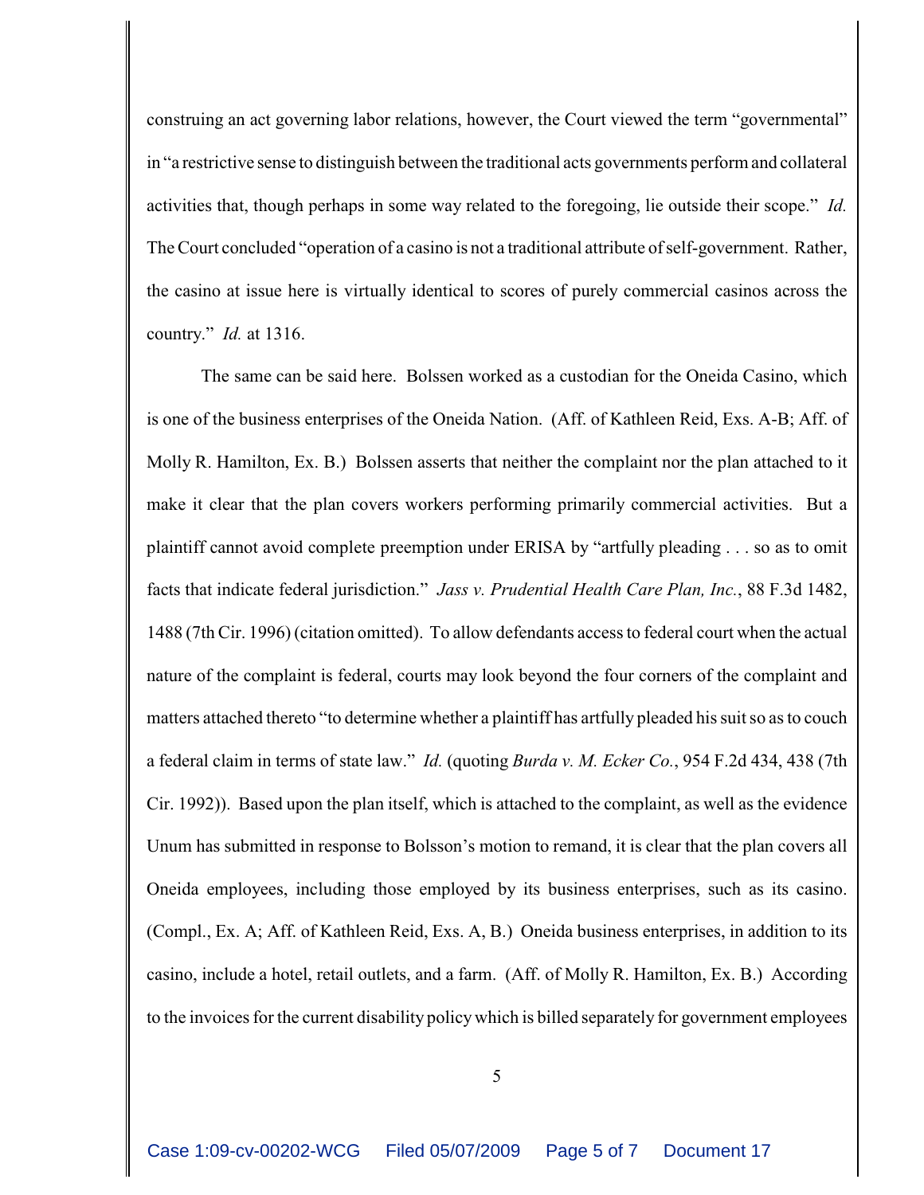construing an act governing labor relations, however, the Court viewed the term "governmental" in "a restrictive sense to distinguish between the traditional acts governments perform and collateral activities that, though perhaps in some way related to the foregoing, lie outside their scope." *Id.* The Court concluded "operation of a casino is not a traditional attribute of self-government. Rather, the casino at issue here is virtually identical to scores of purely commercial casinos across the country." *Id.* at 1316.

The same can be said here. Bolssen worked as a custodian for the Oneida Casino, which is one of the business enterprises of the Oneida Nation. (Aff. of Kathleen Reid, Exs. A-B; Aff. of Molly R. Hamilton, Ex. B.) Bolssen asserts that neither the complaint nor the plan attached to it make it clear that the plan covers workers performing primarily commercial activities. But a plaintiff cannot avoid complete preemption under ERISA by "artfully pleading . . . so as to omit facts that indicate federal jurisdiction." *Jass v. Prudential Health Care Plan, Inc.*, 88 F.3d 1482, 1488 (7th Cir. 1996) (citation omitted). To allow defendants access to federal court when the actual nature of the complaint is federal, courts may look beyond the four corners of the complaint and matters attached thereto "to determine whether a plaintiff has artfully pleaded his suit so as to couch a federal claim in terms of state law." *Id.* (quoting *Burda v. M. Ecker Co.*, 954 F.2d 434, 438 (7th Cir. 1992)). Based upon the plan itself, which is attached to the complaint, as well as the evidence Unum has submitted in response to Bolsson's motion to remand, it is clear that the plan covers all Oneida employees, including those employed by its business enterprises, such as its casino. (Compl., Ex. A; Aff. of Kathleen Reid, Exs. A, B.) Oneida business enterprises, in addition to its casino, include a hotel, retail outlets, and a farm. (Aff. of Molly R. Hamilton, Ex. B.) According to the invoices for the current disability policy which is billed separately for government employees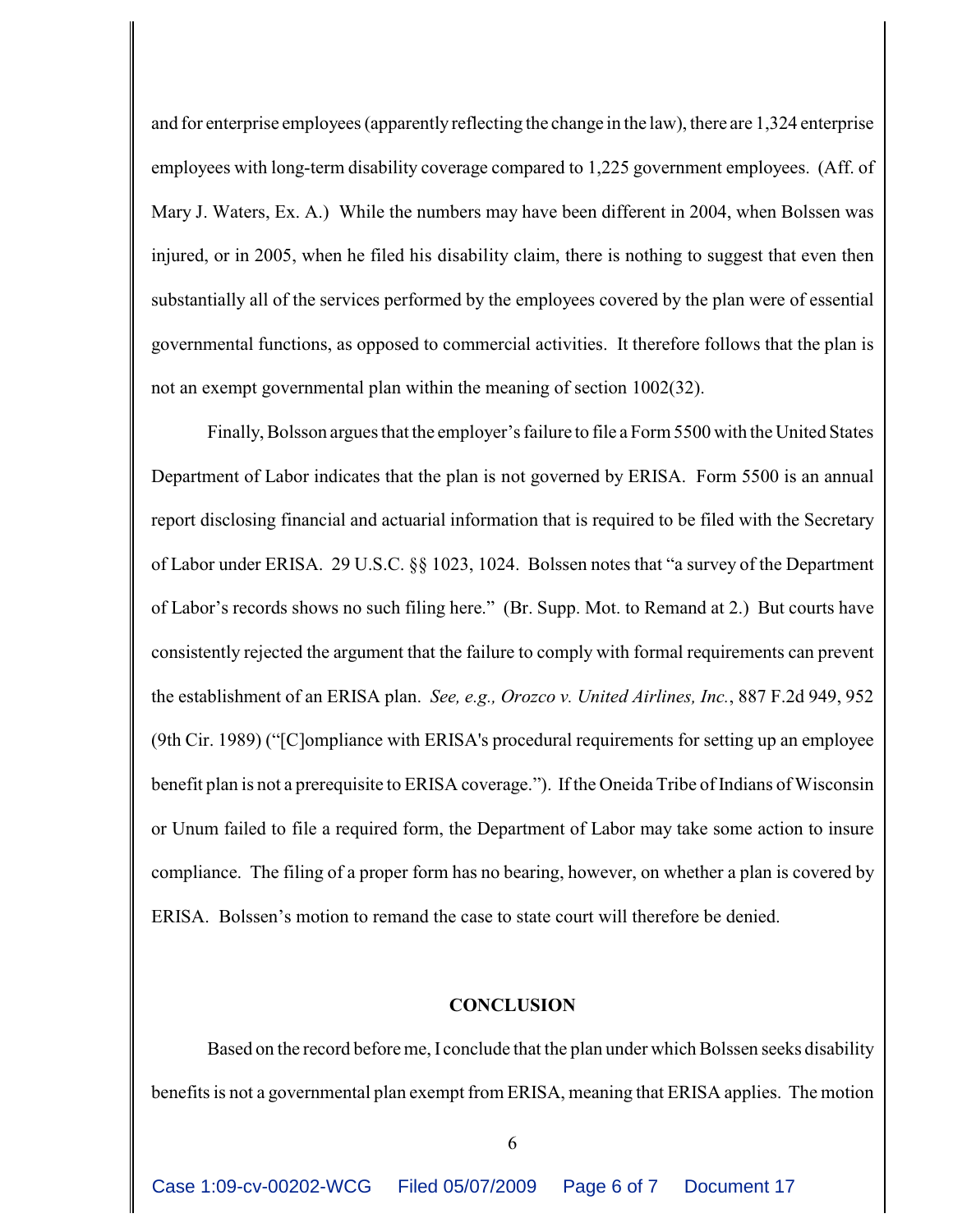and for enterprise employees (apparently reflecting the change in the law), there are 1,324 enterprise employees with long-term disability coverage compared to 1,225 government employees. (Aff. of Mary J. Waters, Ex. A.) While the numbers may have been different in 2004, when Bolssen was injured, or in 2005, when he filed his disability claim, there is nothing to suggest that even then substantially all of the services performed by the employees covered by the plan were of essential governmental functions, as opposed to commercial activities. It therefore follows that the plan is not an exempt governmental plan within the meaning of section 1002(32).

Finally, Bolsson argues that the employer's failure to file a Form 5500 with the United States Department of Labor indicates that the plan is not governed by ERISA. Form 5500 is an annual report disclosing financial and actuarial information that is required to be filed with the Secretary of Labor under ERISA. 29 U.S.C. §§ 1023, 1024. Bolssen notes that "a survey of the Department of Labor's records shows no such filing here." (Br. Supp. Mot. to Remand at 2.) But courts have consistently rejected the argument that the failure to comply with formal requirements can prevent the establishment of an ERISA plan. *See, e.g., Orozco v. United Airlines, Inc.*, 887 F.2d 949, 952 (9th Cir. 1989) ("[C]ompliance with ERISA's procedural requirements for setting up an employee benefit plan is not a prerequisite to ERISA coverage."). If the Oneida Tribe of Indians of Wisconsin or Unum failed to file a required form, the Department of Labor may take some action to insure compliance. The filing of a proper form has no bearing, however, on whether a plan is covered by ERISA. Bolssen's motion to remand the case to state court will therefore be denied.

## CONCLUSION

Based on the record before me, I conclude that the plan under which Bolssen seeks disability benefits is not a governmental plan exempt from ERISA, meaning that ERISA applies. The motion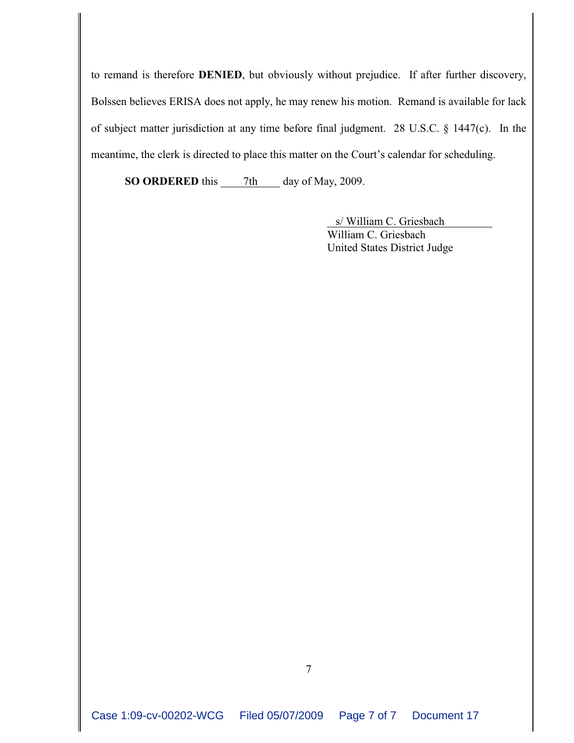to remand is therefore **DENIED**, but obviously without prejudice. If after further discovery, Bolssen believes ERISA does not apply, he may renew his motion. Remand is available for lack of subject matter jurisdiction at any time before final judgment. 28 U.S.C. § 1447(c). In the meantime, the clerk is directed to place this matter on the Court's calendar for scheduling.

**SO ORDERED** this 7th day of May, 2009.

s/ William C. Griesbach
William C. Griesbach
United States District Judge